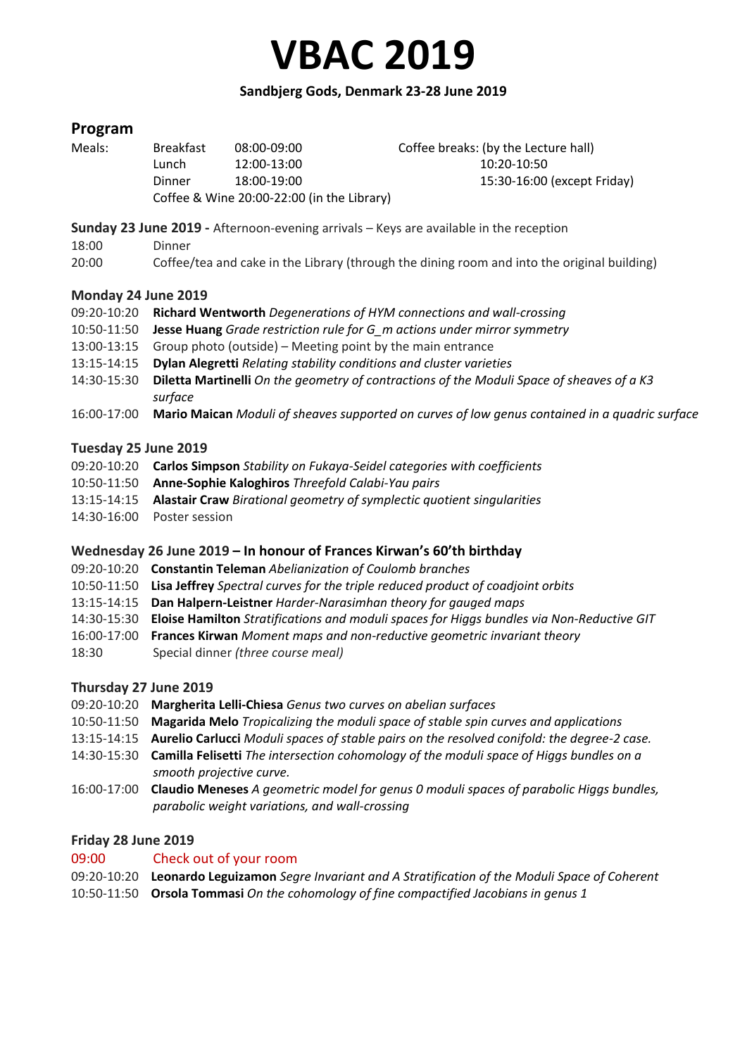# VBAC 2019

**Sandbjerg Gods, Denmark 23-28 June 2019**

## Program

| Meals: | | | Coffee breaks: (by the Lecture hall) |
|---|---|---|---|
| | Breakfast | 08:00-09:00 | 10:20-10:50 |
| | Lunch | 12:00-13:00 | 15:30-16:00 (except Friday) |
| | Dinner | 18:00-19:00 | |
| | Coffee & Wine 20:00-22:00 (in the Library) | | |

**Sunday 23 June 2019 -** Afternoon-evening arrivals – Keys are available in the reception

18:00 Dinner

20:00 Coffee/tea and cake in the Library (through the dining room and into the original building)

### Monday 24 June 2019

09:20-10:20 **Richard Wentworth** *Degenerations of HYM connections and wall-crossing*

10:50-11:50 **Jesse Huang** *Grade restriction rule for G_m actions under mirror symmetry*

13:00-13:15 Group photo (outside) – Meeting point by the main entrance

13:15-14:15 **Dylan Alegretti** *Relating stability conditions and cluster varieties*

14:30-15:30 **Diletta Martinelli** *On the geometry of contractions of the Moduli Space of sheaves of a K3 surface*

16:00-17:00 **Mario Maican** *Moduli of sheaves supported on curves of low genus contained in a quadric surface*

### Tuesday 25 June 2019

09:20-10:20 **Carlos Simpson** *Stability on Fukaya-Seidel categories with coefficients*

10:50-11:50 **Anne-Sophie Kaloghiros** *Threefold Calabi-Yau pairs*

13:15-14:15 **Alastair Craw** *Birational geometry of symplectic quotient singularities*

14:30-16:00 Poster session

### Wednesday 26 June 2019 – In honour of Frances Kirwan's 60'th birthday

09:20-10:20 **Constantin Teleman** *Abelianization of Coulomb branches*

10:50-11:50 **Lisa Jeffrey** *Spectral curves for the triple reduced product of coadjoint orbits*

13:15-14:15 **Dan Halpern-Leistner** *Harder-Narasimhan theory for gauged maps*

14:30-15:30 **Eloise Hamilton** *Stratifications and moduli spaces for Higgs bundles via Non-Reductive GIT*

16:00-17:00 **Frances Kirwan** *Moment maps and non-reductive geometric invariant theory*

18:30 Special dinner *(three course meal)*

### Thursday 27 June 2019

09:20-10:20 **Margherita Lelli-Chiesa** *Genus two curves on abelian surfaces*

10:50-11:50 **Magarida Melo** *Tropicalizing the moduli space of stable spin curves and applications*

13:15-14:15 **Aurelio Carlucci** *Moduli spaces of stable pairs on the resolved conifold: the degree-2 case.*

14:30-15:30 **Camilla Felisetti** *The intersection cohomology of the moduli space of Higgs bundles on a smooth projective curve.*

16:00-17:00 **Claudio Meneses** *A geometric model for genus 0 moduli spaces of parabolic Higgs bundles, parabolic weight variations, and wall-crossing*

### Friday 28 June 2019

09:00 Check out of your room

09:20-10:20 **Leonardo Leguizamon** *Segre Invariant and A Stratification of the Moduli Space of Coherent*

10:50-11:50 **Orsola Tommasi** *On the cohomology of fine compactified Jacobians in genus 1*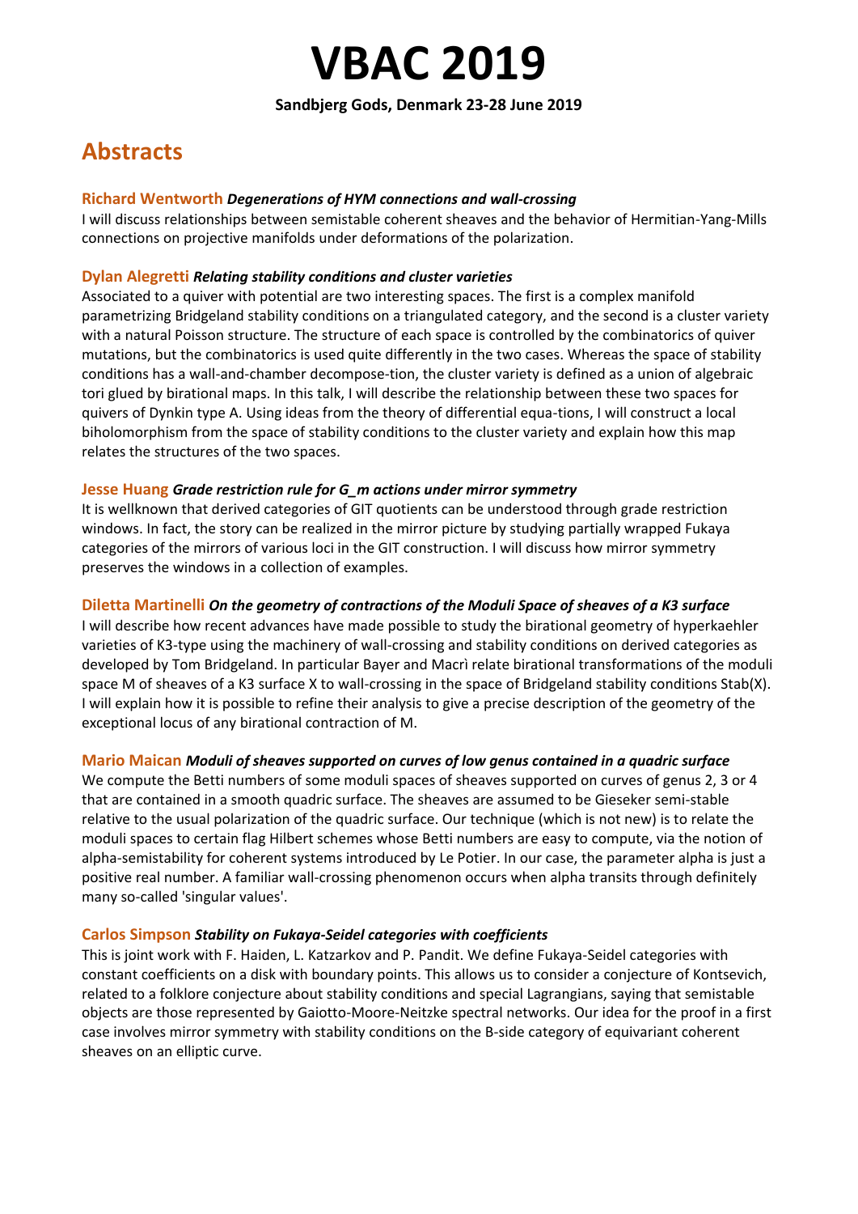# VBAC 2019

**Sandbjerg Gods, Denmark 23-28 June 2019**

## Abstracts

**Richard Wentworth** ***Degenerations of HYM connections and wall-crossing***

I will discuss relationships between semistable coherent sheaves and the behavior of Hermitian-Yang-Mills connections on projective manifolds under deformations of the polarization.

**Dylan Alegretti** ***Relating stability conditions and cluster varieties***

Associated to a quiver with potential are two interesting spaces. The first is a complex manifold parametrizing Bridgeland stability conditions on a triangulated category, and the second is a cluster variety with a natural Poisson structure. The structure of each space is controlled by the combinatorics of quiver mutations, but the combinatorics is used quite differently in the two cases. Whereas the space of stability conditions has a wall-and-chamber decompose-tion, the cluster variety is defined as a union of algebraic tori glued by birational maps. In this talk, I will describe the relationship between these two spaces for quivers of Dynkin type A. Using ideas from the theory of differential equa-tions, I will construct a local biholomorphism from the space of stability conditions to the cluster variety and explain how this map relates the structures of the two spaces.

**Jesse Huang** ***Grade restriction rule for G_m actions under mirror symmetry***

It is wellknown that derived categories of GIT quotients can be understood through grade restriction windows. In fact, the story can be realized in the mirror picture by studying partially wrapped Fukaya categories of the mirrors of various loci in the GIT construction. I will discuss how mirror symmetry preserves the windows in a collection of examples.

**Diletta Martinelli** ***On the geometry of contractions of the Moduli Space of sheaves of a K3 surface***

I will describe how recent advances have made possible to study the birational geometry of hyperkaehler varieties of K3-type using the machinery of wall-crossing and stability conditions on derived categories as developed by Tom Bridgeland. In particular Bayer and Macrì relate birational transformations of the moduli space M of sheaves of a K3 surface X to wall-crossing in the space of Bridgeland stability conditions Stab(X). I will explain how it is possible to refine their analysis to give a precise description of the geometry of the exceptional locus of any birational contraction of M.

**Mario Maican** ***Moduli of sheaves supported on curves of low genus contained in a quadric surface***

We compute the Betti numbers of some moduli spaces of sheaves supported on curves of genus 2, 3 or 4 that are contained in a smooth quadric surface. The sheaves are assumed to be Gieseker semi-stable relative to the usual polarization of the quadric surface. Our technique (which is not new) is to relate the moduli spaces to certain flag Hilbert schemes whose Betti numbers are easy to compute, via the notion of alpha-semistability for coherent systems introduced by Le Potier. In our case, the parameter alpha is just a positive real number. A familiar wall-crossing phenomenon occurs when alpha transits through definitely many so-called 'singular values'.

**Carlos Simpson** ***Stability on Fukaya-Seidel categories with coefficients***

This is joint work with F. Haiden, L. Katzarkov and P. Pandit. We define Fukaya-Seidel categories with constant coefficients on a disk with boundary points. This allows us to consider a conjecture of Kontsevich, related to a folklore conjecture about stability conditions and special Lagrangians, saying that semistable objects are those represented by Gaiotto-Moore-Neitzke spectral networks. Our idea for the proof in a first case involves mirror symmetry with stability conditions on the B-side category of equivariant coherent sheaves on an elliptic curve.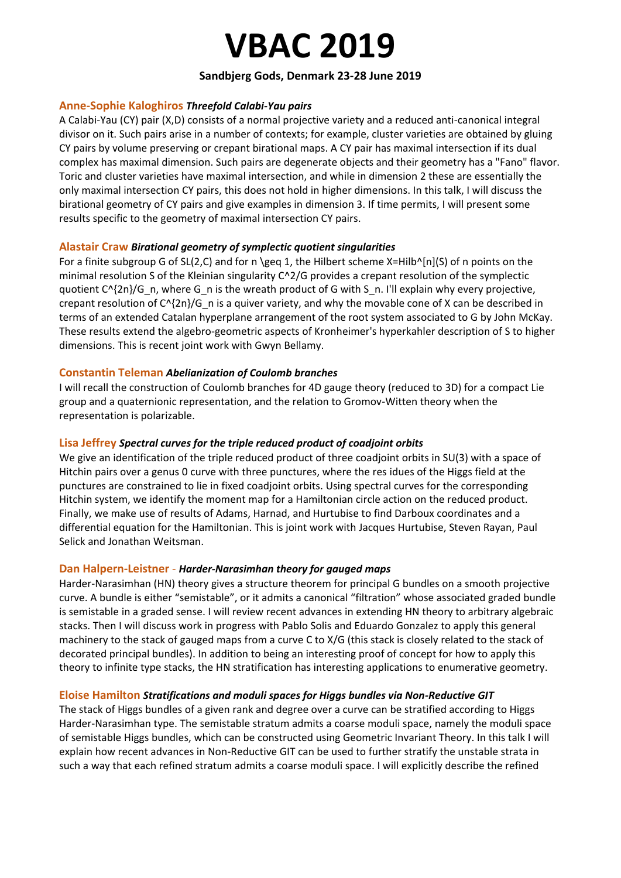# VBAC 2019

**Sandbjerg Gods, Denmark 23-28 June 2019**

### Anne-Sophie Kaloghiros *Threefold Calabi-Yau pairs*

A Calabi-Yau (CY) pair (X,D) consists of a normal projective variety and a reduced anti-canonical integral divisor on it. Such pairs arise in a number of contexts; for example, cluster varieties are obtained by gluing CY pairs by volume preserving or crepant birational maps. A CY pair has maximal intersection if its dual complex has maximal dimension. Such pairs are degenerate objects and their geometry has a "Fano" flavor. Toric and cluster varieties have maximal intersection, and while in dimension 2 these are essentially the only maximal intersection CY pairs, this does not hold in higher dimensions. In this talk, I will discuss the birational geometry of CY pairs and give examples in dimension 3. If time permits, I will present some results specific to the geometry of maximal intersection CY pairs.

### Alastair Craw *Birational geometry of symplectic quotient singularities*

For a finite subgroup G of SL(2,C) and for n \geq 1, the Hilbert scheme X=Hilb^[n](S) of n points on the minimal resolution S of the Kleinian singularity C^2/G provides a crepant resolution of the symplectic quotient C^{2n}/G_n, where G_n is the wreath product of G with S_n. I'll explain why every projective, crepant resolution of C^{2n}/G_n is a quiver variety, and why the movable cone of X can be described in terms of an extended Catalan hyperplane arrangement of the root system associated to G by John McKay. These results extend the algebro-geometric aspects of Kronheimer's hyperkahler description of S to higher dimensions. This is recent joint work with Gwyn Bellamy.

### Constantin Teleman *Abelianization of Coulomb branches*

I will recall the construction of Coulomb branches for 4D gauge theory (reduced to 3D) for a compact Lie group and a quaternionic representation, and the relation to Gromov-Witten theory when the representation is polarizable.

### Lisa Jeffrey *Spectral curves for the triple reduced product of coadjoint orbits*

We give an identification of the triple reduced product of three coadjoint orbits in SU(3) with a space of Hitchin pairs over a genus 0 curve with three punctures, where the res idues of the Higgs field at the punctures are constrained to lie in fixed coadjoint orbits. Using spectral curves for the corresponding Hitchin system, we identify the moment map for a Hamiltonian circle action on the reduced product. Finally, we make use of results of Adams, Harnad, and Hurtubise to find Darboux coordinates and a differential equation for the Hamiltonian. This is joint work with Jacques Hurtubise, Steven Rayan, Paul Selick and Jonathan Weitsman.

### Dan Halpern-Leistner - *Harder-Narasimhan theory for gauged maps*

Harder-Narasimhan (HN) theory gives a structure theorem for principal G bundles on a smooth projective curve. A bundle is either "semistable", or it admits a canonical "filtration" whose associated graded bundle is semistable in a graded sense. I will review recent advances in extending HN theory to arbitrary algebraic stacks. Then I will discuss work in progress with Pablo Solis and Eduardo Gonzalez to apply this general machinery to the stack of gauged maps from a curve C to X/G (this stack is closely related to the stack of decorated principal bundles). In addition to being an interesting proof of concept for how to apply this theory to infinite type stacks, the HN stratification has interesting applications to enumerative geometry.

### Eloise Hamilton *Stratifications and moduli spaces for Higgs bundles via Non-Reductive GIT*

The stack of Higgs bundles of a given rank and degree over a curve can be stratified according to Higgs Harder-Narasimhan type. The semistable stratum admits a coarse moduli space, namely the moduli space of semistable Higgs bundles, which can be constructed using Geometric Invariant Theory. In this talk I will explain how recent advances in Non-Reductive GIT can be used to further stratify the unstable strata in such a way that each refined stratum admits a coarse moduli space. I will explicitly describe the refined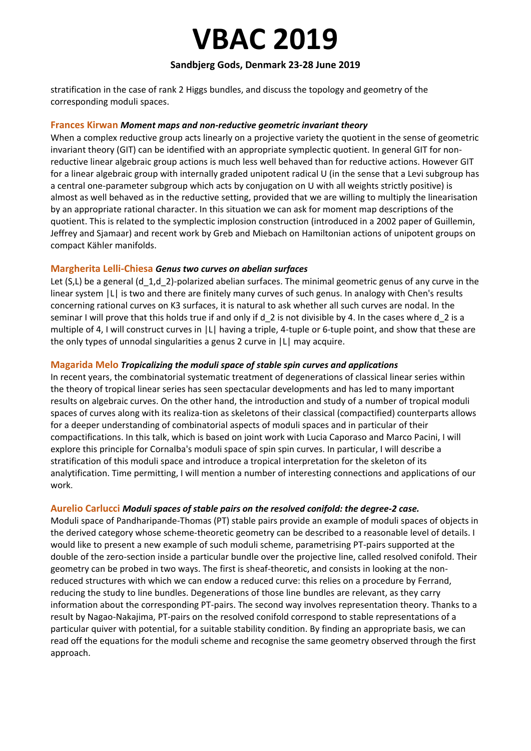stratification in the case of rank 2 Higgs bundles, and discuss the topology and geometry of the corresponding moduli spaces.

### Frances Kirwan *Moment maps and non-reductive geometric invariant theory*

When a complex reductive group acts linearly on a projective variety the quotient in the sense of geometric invariant theory (GIT) can be identified with an appropriate symplectic quotient. In general GIT for non-reductive linear algebraic group actions is much less well behaved than for reductive actions. However GIT for a linear algebraic group with internally graded unipotent radical U (in the sense that a Levi subgroup has a central one-parameter subgroup which acts by conjugation on U with all weights strictly positive) is almost as well behaved as in the reductive setting, provided that we are willing to multiply the linearisation by an appropriate rational character. In this situation we can ask for moment map descriptions of the quotient. This is related to the symplectic implosion construction (introduced in a 2002 paper of Guillemin, Jeffrey and Sjamaar) and recent work by Greb and Miebach on Hamiltonian actions of unipotent groups on compact Kähler manifolds.

### Margherita Lelli-Chiesa *Genus two curves on abelian surfaces*

Let $(S,L)$ be a general $(d_1,d_2)$-polarized abelian surfaces. The minimal geometric genus of any curve in the linear system $|L|$ is two and there are finitely many curves of such genus. In analogy with Chen's results concerning rational curves on K3 surfaces, it is natural to ask whether all such curves are nodal. In the seminar I will prove that this holds true if and only if $d_2$ is not divisible by 4. In the cases where $d_2$ is a multiple of 4, I will construct curves in $|L|$ having a triple, 4-tuple or 6-tuple point, and show that these are the only types of unnodal singularities a genus 2 curve in $|L|$ may acquire.

### Magarida Melo *Tropicalizing the moduli space of stable spin curves and applications*

In recent years, the combinatorial systematic treatment of degenerations of classical linear series within the theory of tropical linear series has seen spectacular developments and has led to many important results on algebraic curves. On the other hand, the introduction and study of a number of tropical moduli spaces of curves along with its realiza-tion as skeletons of their classical (compactified) counterparts allows for a deeper understanding of combinatorial aspects of moduli spaces and in particular of their compactifications. In this talk, which is based on joint work with Lucia Caporaso and Marco Pacini, I will explore this principle for Cornalba's moduli space of spin spin curves. In particular, I will describe a stratification of this moduli space and introduce a tropical interpretation for the skeleton of its analytification. Time permitting, I will mention a number of interesting connections and applications of our work.

### Aurelio Carlucci *Moduli spaces of stable pairs on the resolved conifold: the degree-2 case.*

Moduli space of Pandharipande-Thomas (PT) stable pairs provide an example of moduli spaces of objects in the derived category whose scheme-theoretic geometry can be described to a reasonable level of details. I would like to present a new example of such moduli scheme, parametrising PT-pairs supported at the double of the zero-section inside a particular bundle over the projective line, called resolved conifold. Their geometry can be probed in two ways. The first is sheaf-theoretic, and consists in looking at the non-reduced structures with which we can endow a reduced curve: this relies on a procedure by Ferrand, reducing the study to line bundles. Degenerations of those line bundles are relevant, as they carry information about the corresponding PT-pairs. The second way involves representation theory. Thanks to a result by Nagao-Nakajima, PT-pairs on the resolved conifold correspond to stable representations of a particular quiver with potential, for a suitable stability condition. By finding an appropriate basis, we can read off the equations for the moduli scheme and recognise the same geometry observed through the first approach.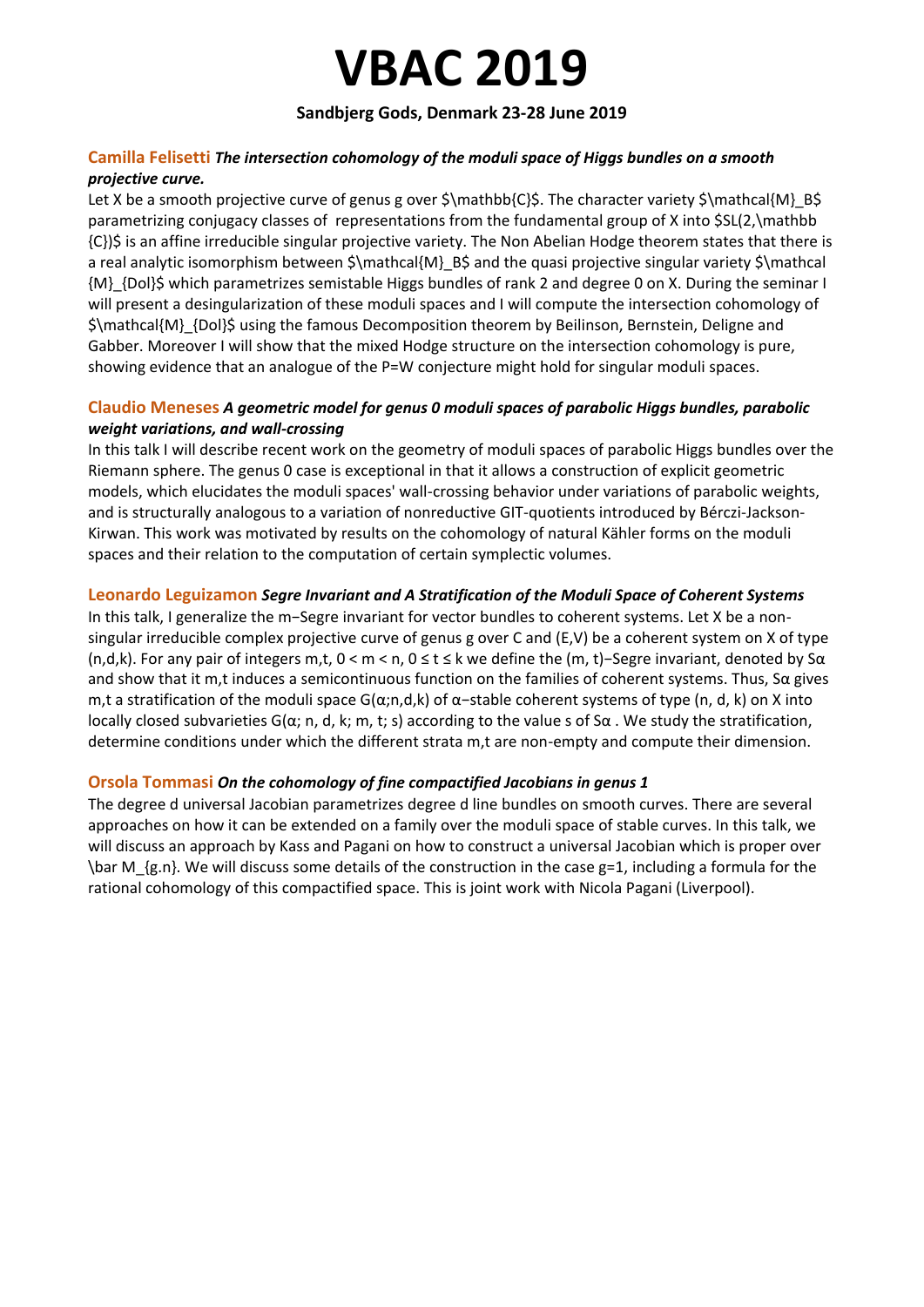**Camilla Felisetti** ***The intersection cohomology of the moduli space of Higgs bundles on a smooth projective curve.***

Let X be a smooth projective curve of genus g over $\mathbb{C}$. The character variety $\mathcal{M}_B$ parametrizing conjugacy classes of representations from the fundamental group of X into $SL(2,\mathbb {C})$ is an affine irreducible singular projective variety. The Non Abelian Hodge theorem states that there is a real analytic isomorphism between $\mathcal{M}_B$ and the quasi projective singular variety $\mathcal {M}_{Dol}$ which parametrizes semistable Higgs bundles of rank 2 and degree 0 on X. During the seminar I will present a desingularization of these moduli spaces and I will compute the intersection cohomology of $\mathcal{M}_{Dol}$ using the famous Decomposition theorem by Beilinson, Bernstein, Deligne and Gabber. Moreover I will show that the mixed Hodge structure on the intersection cohomology is pure, showing evidence that an analogue of the P=W conjecture might hold for singular moduli spaces.

**Claudio Meneses** ***A geometric model for genus 0 moduli spaces of parabolic Higgs bundles, parabolic weight variations, and wall-crossing***

In this talk I will describe recent work on the geometry of moduli spaces of parabolic Higgs bundles over the Riemann sphere. The genus 0 case is exceptional in that it allows a construction of explicit geometric models, which elucidates the moduli spaces' wall-crossing behavior under variations of parabolic weights, and is structurally analogous to a variation of nonreductive GIT-quotients introduced by Bérczi-Jackson-Kirwan. This work was motivated by results on the cohomology of natural Kähler forms on the moduli spaces and their relation to the computation of certain symplectic volumes.

**Leonardo Leguizamon** ***Segre Invariant and A Stratification of the Moduli Space of Coherent Systems***

In this talk, I generalize the m−Segre invariant for vector bundles to coherent systems. Let X be a non-singular irreducible complex projective curve of genus g over C and (E,V) be a coherent system on X of type (n,d,k). For any pair of integers m,t, $0 < m < n$, $0 \le t \le k$ we define the (m, t)−Segre invariant, denoted by Sα and show that it m,t induces a semicontinuous function on the families of coherent systems. Thus, Sα gives m,t a stratification of the moduli space G(α;n,d,k) of α−stable coherent systems of type (n, d, k) on X into locally closed subvarieties G(α; n, d, k; m, t; s) according to the value s of Sα . We study the stratification, determine conditions under which the different strata m,t are non-empty and compute their dimension.

**Orsola Tommasi** ***On the cohomology of fine compactified Jacobians in genus 1***

The degree d universal Jacobian parametrizes degree d line bundles on smooth curves. There are several approaches on how it can be extended on a family over the moduli space of stable curves. In this talk, we will discuss an approach by Kass and Pagani on how to construct a universal Jacobian which is proper over \bar M_{g.n}. We will discuss some details of the construction in the case g=1, including a formula for the rational cohomology of this compactified space. This is joint work with Nicola Pagani (Liverpool).